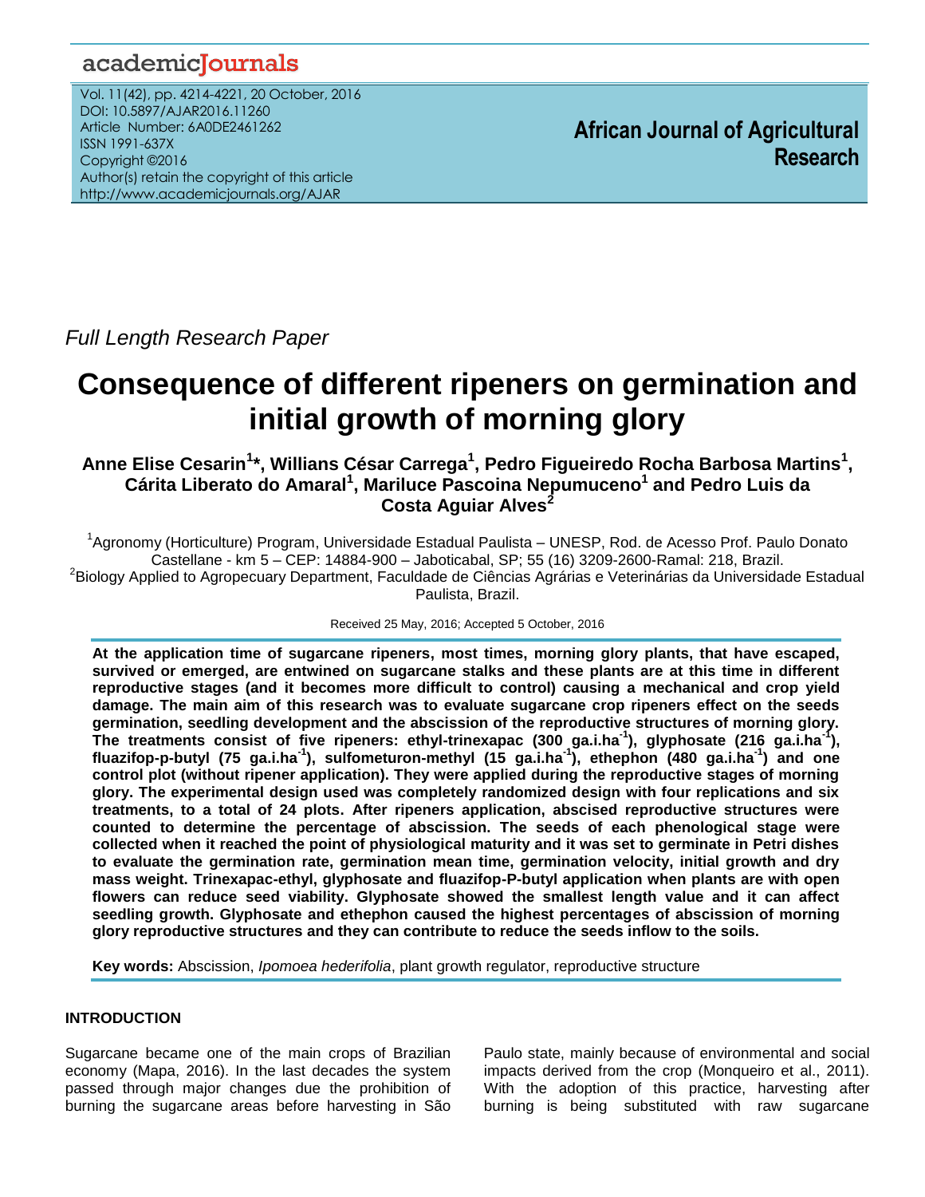Full Length Research Paper

# Consequence of different ripeners on germination and initial growth of morning glory

**Anne Elise Cesarin[1]*, Willians César Carrega[1], Pedro Figueiredo Rocha Barbosa Martins[1], Cárita Liberato do Amaral[1], Mariluce Pascoina Nepumuceno[1] and Pedro Luis da Costa Aguiar Alves[2]**

[1]Agronomy (Horticulture) Program, Universidade Estadual Paulista – UNESP, Rod. de Acesso Prof. Paulo Donato Castellane - km 5 – CEP: 14884-900 – Jaboticabal, SP; 55 (16) 3209-2600-Ramal: 218, Brazil.
[2]Biology Applied to Agropecuary Department, Faculdade de Ciências Agrárias e Veterinárias da Universidade Estadual Paulista, Brazil.

Received 25 May, 2016; Accepted 5 October, 2016

**At the application time of sugarcane ripeners, most times, morning glory plants, that have escaped, survived or emerged, are entwined on sugarcane stalks and these plants are at this time in different reproductive stages (and it becomes more difficult to control) causing a mechanical and crop yield damage. The main aim of this research was to evaluate sugarcane crop ripeners effect on the seeds germination, seedling development and the abscission of the reproductive structures of morning glory. The treatments consist of five ripeners: ethyl-trinexapac (300 ga.i.ha$^{-1}$), glyphosate (216 ga.i.ha$^{-1}$), fluazifop-p-butyl (75 ga.i.ha$^{-1}$), sulfometuron-methyl (15 ga.i.ha$^{-1}$), ethephon (480 ga.i.ha$^{-1}$) and one control plot (without ripener application). They were applied during the reproductive stages of morning glory. The experimental design used was completely randomized design with four replications and six treatments, to a total of 24 plots. After ripeners application, abscised reproductive structures were counted to determine the percentage of abscission. The seeds of each phenological stage were collected when it reached the point of physiological maturity and it was set to germinate in Petri dishes to evaluate the germination rate, germination mean time, germination velocity, initial growth and dry mass weight. Trinexapac-ethyl, glyphosate and fluazifop-P-butyl application when plants are with open flowers can reduce seed viability. Glyphosate showed the smallest length value and it can affect seedling growth. Glyphosate and ethephon caused the highest percentages of abscission of morning glory reproductive structures and they can contribute to reduce the seeds inflow to the soils.**

**Key words:** Abscission, *Ipomoea hederifolia*, plant growth regulator, reproductive structure

## INTRODUCTION

Sugarcane became one of the main crops of Brazilian economy (Mapa, 2016). In the last decades the system passed through major changes due the prohibition of burning the sugarcane areas before harvesting in São Paulo state, mainly because of environmental and social impacts derived from the crop (Monqueiro et al., 2011). With the adoption of this practice, harvesting after burning is being substituted with raw sugarcane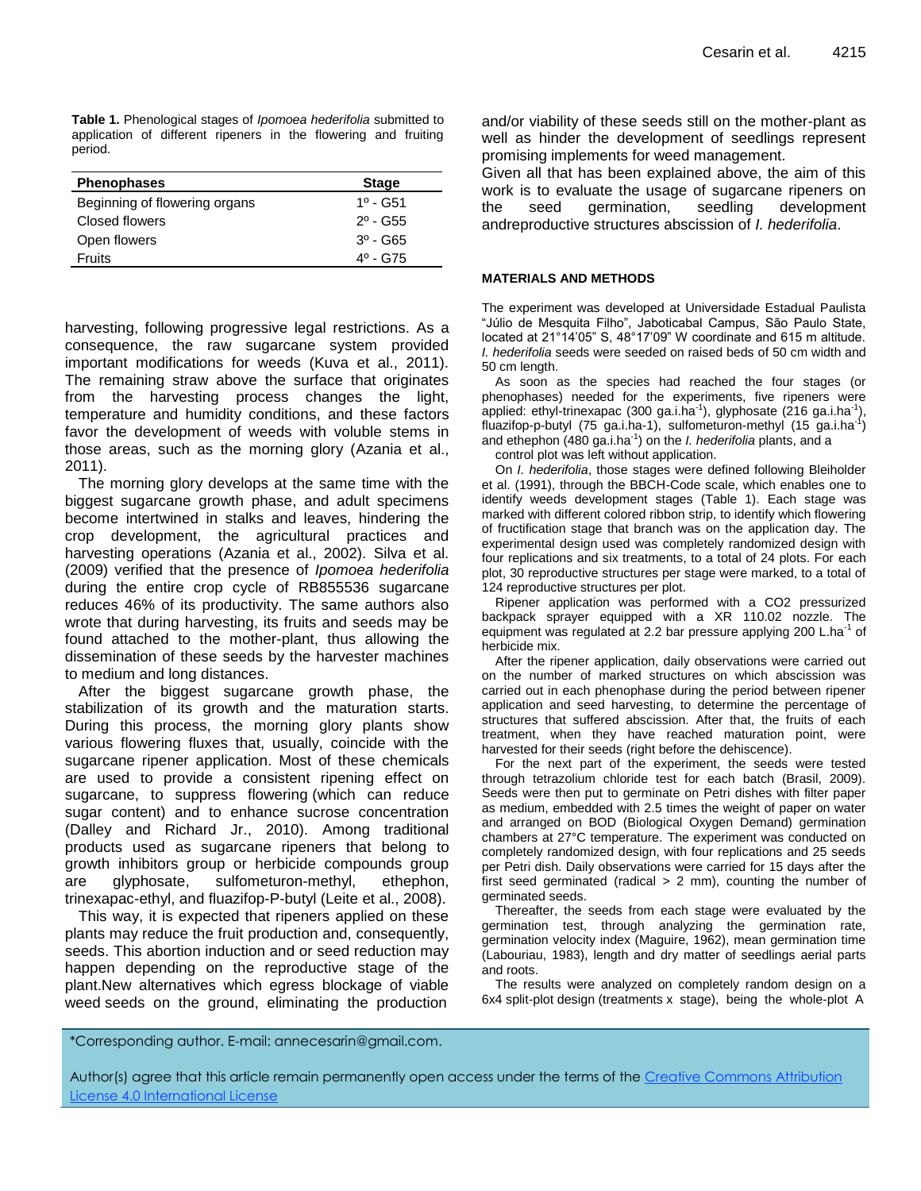**Table 1.** Phenological stages of *Ipomoea hederifolia* submitted to application of different ripeners in the flowering and fruiting period.

| Phenophases | Stage |
|---|---|
| Beginning of flowering organs | 1º - G51 |
| Closed flowers | 2º - G55 |
| Open flowers | 3º - G65 |
| Fruits | 4º - G75 |

harvesting, following progressive legal restrictions. As a consequence, the raw sugarcane system provided important modifications for weeds (Kuva et al., 2011). The remaining straw above the surface that originates from the harvesting process changes the light, temperature and humidity conditions, and these factors favor the development of weeds with voluble stems in those areas, such as the morning glory (Azania et al., 2011).

The morning glory develops at the same time with the biggest sugarcane growth phase, and adult specimens become intertwined in stalks and leaves, hindering the crop development, the agricultural practices and harvesting operations (Azania et al., 2002). Silva et al. (2009) verified that the presence of *Ipomoea hederifolia* during the entire crop cycle of RB855536 sugarcane reduces 46% of its productivity. The same authors also wrote that during harvesting, its fruits and seeds may be found attached to the mother-plant, thus allowing the dissemination of these seeds by the harvester machines to medium and long distances.

After the biggest sugarcane growth phase, the stabilization of its growth and the maturation starts. During this process, the morning glory plants show various flowering fluxes that, usually, coincide with the sugarcane ripener application. Most of these chemicals are used to provide a consistent ripening effect on sugarcane, to suppress flowering (which can reduce sugar content) and to enhance sucrose concentration (Dalley and Richard Jr., 2010). Among traditional products used as sugarcane ripeners that belong to growth inhibitors group or herbicide compounds group are glyphosate, sulfometuron-methyl, ethephon, trinexapac-ethyl, and fluazifop-P-butyl (Leite et al., 2008).

This way, it is expected that ripeners applied on these plants may reduce the fruit production and, consequently, seeds. This abortion induction and or seed reduction may happen depending on the reproductive stage of the plant.New alternatives which egress blockage of viable weed seeds on the ground, eliminating the production and/or viability of these seeds still on the mother-plant as well as hinder the development of seedlings represent promising implements for weed management.

Given all that has been explained above, the aim of this work is to evaluate the usage of sugarcane ripeners on the seed germination, seedling development andreproductive structures abscission of *I. hederifolia*.

## MATERIALS AND METHODS

The experiment was developed at Universidade Estadual Paulista "Júlio de Mesquita Filho", Jaboticabal Campus, São Paulo State, located at 21°14'05" S, 48°17'09" W coordinate and 615 m altitude. *I. hederifolia* seeds were seeded on raised beds of 50 cm width and 50 cm length.

As soon as the species had reached the four stages (or phenophases) needed for the experiments, five ripeners were applied: ethyl-trinexapac (300 ga.i.ha$^{-1}$), glyphosate (216 ga.i.ha$^{-1}$), fluazifop-p-butyl (75 ga.i.ha-1), sulfometuron-methyl (15 ga.i.ha$^{-1}$) and ethephon (480 ga.i.ha$^{-1}$) on the *I. hederifolia* plants, and a control plot was left without application.

On *I. hederifolia*, those stages were defined following Bleiholder et al. (1991), through the BBCH-Code scale, which enables one to identify weeds development stages (Table 1). Each stage was marked with different colored ribbon strip, to identify which flowering of fructification stage that branch was on the application day. The experimental design used was completely randomized design with four replications and six treatments, to a total of 24 plots. For each plot, 30 reproductive structures per stage were marked, to a total of 124 reproductive structures per plot.

Ripener application was performed with a $CO_2$ pressurized backpack sprayer equipped with a XR 110.02 nozzle. The equipment was regulated at 2.2 bar pressure applying 200 L.ha$^{-1}$ of herbicide mix.

After the ripener application, daily observations were carried out on the number of marked structures on which abscission was carried out in each phenophase during the period between ripener application and seed harvesting, to determine the percentage of structures that suffered abscission. After that, the fruits of each treatment, when they have reached maturation point, were harvested for their seeds (right before the dehiscence).

For the next part of the experiment, the seeds were tested through tetrazolium chloride test for each batch (Brasil, 2009). Seeds were then put to germinate on Petri dishes with filter paper as medium, embedded with 2.5 times the weight of paper on water and arranged on BOD (Biological Oxygen Demand) germination chambers at 27°C temperature. The experiment was conducted on completely randomized design, with four replications and 25 seeds per Petri dish. Daily observations were carried for 15 days after the first seed germinated (radical > 2 mm), counting the number of germinated seeds.

Thereafter, the seeds from each stage were evaluated by the germination test, through analyzing the germination rate, germination velocity index (Maguire, 1962), mean germination time (Labouriau, 1983), length and dry matter of seedlings aerial parts and roots.

The results were analyzed on completely random design on a 6x4 split-plot design (treatments x stage), being the whole-plot A

*Corresponding author. E-mail: annecesarin@gmail.com.

Author(s) agree that this article remain permanently open access under the terms of the Creative Commons Attribution License 4.0 International License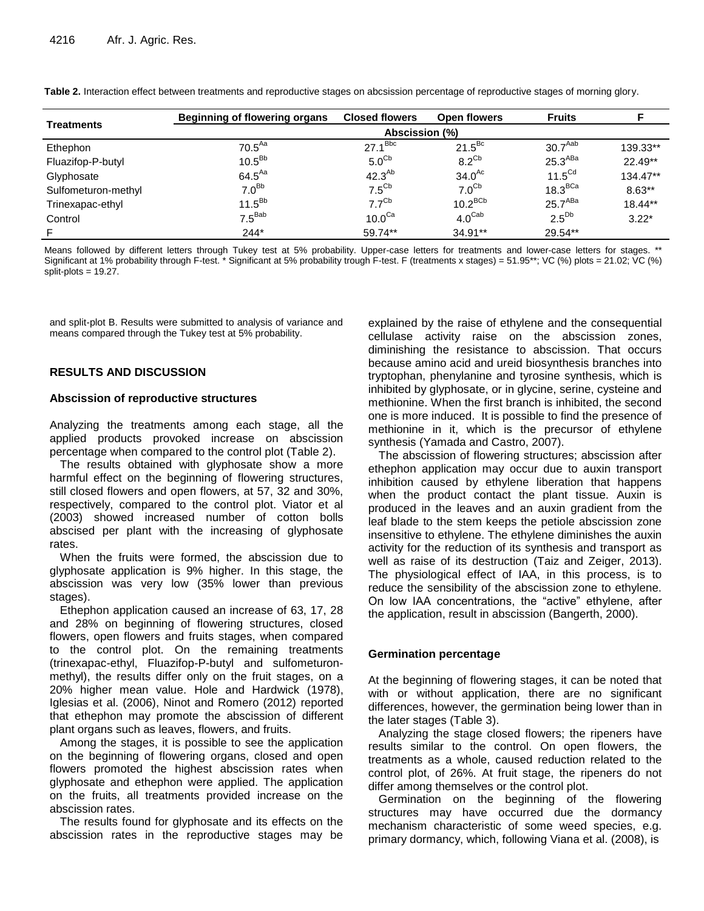**Table 2.** Interaction effect between treatments and reproductive stages on abcsission percentage of reproductive stages of morning glory.

| Treatments | Beginning of flowering organs | Closed flowers | Open flowers | Fruits | F |
|---|---|---|---|---|---|
| | Abscission (%) | | | | |
| Ethephon | $70.5^{Aa}$ | $27.1^{Bbc}$ | $21.5^{Bc}$ | $30.7^{Aab}$ | 139.33** |
| Fluazifop-P-butyl | $10.5^{Bb}$ | $5.0^{Cb}$ | $8.2^{Cb}$ | $25.3^{ABa}$ | 22.49** |
| Glyphosate | $64.5^{Aa}$ | $42.3^{Ab}$ | $34.0^{Ac}$ | $11.5^{Cd}$ | 134.47** |
| Sulfometuron-methyl | $7.0^{Bb}$ | $7.5^{Cb}$ | $7.0^{Cb}$ | $18.3^{BCa}$ | 8.63** |
| Trinexapac-ethyl | $11.5^{Bb}$ | $7.7^{Cb}$ | $10.2^{BCb}$ | $25.7^{ABa}$ | 18.44** |
| Control | $7.5^{Bab}$ | $10.0^{Ca}$ | $4.0^{Cab}$ | $2.5^{Db}$ | 3.22* |
| F | 244* | 59.74** | 34.91** | 29.54** | |

Means followed by different letters through Tukey test at 5% probability. Upper-case letters for treatments and lower-case letters for stages. ** Significant at 1% probability through F-test. * Significant at 5% probability trough F-test. F (treatments x stages) = 51.95**; VC (%) plots = 21.02; VC (%) split-plots = 19.27.

and split-plot B. Results were submitted to analysis of variance and means compared through the Tukey test at 5% probability.

## RESULTS AND DISCUSSION

### Abscission of reproductive structures

Analyzing the treatments among each stage, all the applied products provoked increase on abscission percentage when compared to the control plot (Table 2).

The results obtained with glyphosate show a more harmful effect on the beginning of flowering structures, still closed flowers and open flowers, at 57, 32 and 30%, respectively, compared to the control plot. Viator et al (2003) showed increased number of cotton bolls abscised per plant with the increasing of glyphosate rates.

When the fruits were formed, the abscission due to glyphosate application is 9% higher. In this stage, the abscission was very low (35% lower than previous stages).

Ethephon application caused an increase of 63, 17, 28 and 28% on beginning of flowering structures, closed flowers, open flowers and fruits stages, when compared to the control plot. On the remaining treatments (trinexapac-ethyl, Fluazifop-P-butyl and sulfometuron-methyl), the results differ only on the fruit stages, on a 20% higher mean value. Hole and Hardwick (1978), Iglesias et al. (2006), Ninot and Romero (2012) reported that ethephon may promote the abscission of different plant organs such as leaves, flowers, and fruits.

Among the stages, it is possible to see the application on the beginning of flowering organs, closed and open flowers promoted the highest abscission rates when glyphosate and ethephon were applied. The application on the fruits, all treatments provided increase on the abscission rates.

The results found for glyphosate and its effects on the abscission rates in the reproductive stages may be explained by the raise of ethylene and the consequential cellulase activity raise on the abscission zones, diminishing the resistance to abscission. That occurs because amino acid and ureid biosynthesis branches into tryptophan, phenylanine and tyrosine synthesis, which is inhibited by glyphosate, or in glycine, serine, cysteine and methionine. When the first branch is inhibited, the second one is more induced. It is possible to find the presence of methionine in it, which is the precursor of ethylene synthesis (Yamada and Castro, 2007).

The abscission of flowering structures; abscission after ethephon application may occur due to auxin transport inhibition caused by ethylene liberation that happens when the product contact the plant tissue. Auxin is produced in the leaves and an auxin gradient from the leaf blade to the stem keeps the petiole abscission zone insensitive to ethylene. The ethylene diminishes the auxin activity for the reduction of its synthesis and transport as well as raise of its destruction (Taiz and Zeiger, 2013). The physiological effect of IAA, in this process, is to reduce the sensibility of the abscission zone to ethylene. On low IAA concentrations, the "active" ethylene, after the application, result in abscission (Bangerth, 2000).

### Germination percentage

At the beginning of flowering stages, it can be noted that with or without application, there are no significant differences, however, the germination being lower than in the later stages (Table 3).

Analyzing the stage closed flowers; the ripeners have results similar to the control. On open flowers, the treatments as a whole, caused reduction related to the control plot, of 26%. At fruit stage, the ripeners do not differ among themselves or the control plot.

Germination on the beginning of the flowering structures may have occurred due the dormancy mechanism characteristic of some weed species, e.g. primary dormancy, which, following Viana et al. (2008), is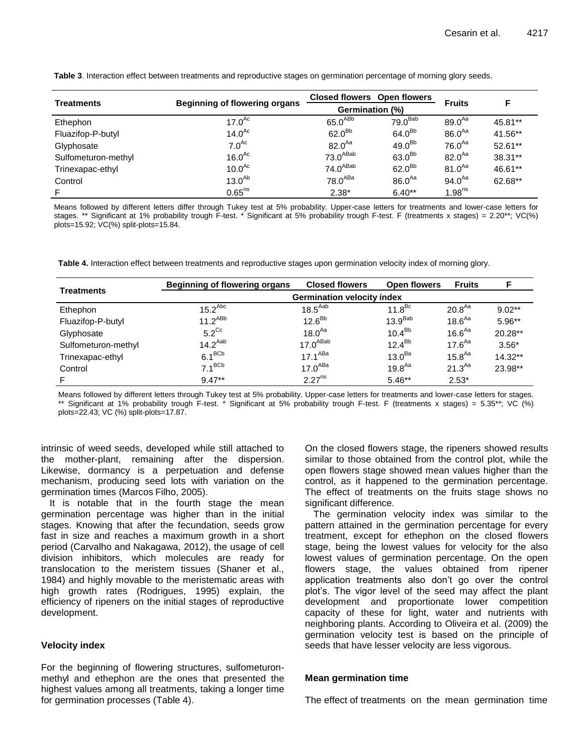**Table 3**. Interaction effect between treatments and reproductive stages on germination percentage of morning glory seeds.

| Treatments | Beginning of flowering organs | Closed flowers | Open flowers | Fruits | F |
|---|---|---|---|---|---|
| | Germination (%) | | | | |
| Ethephon | $17.0^{Ac}$ | $65.0^{ABb}$ | $79.0^{Bab}$ | $89.0^{Aa}$ | 45.81** |
| Fluazifop-P-butyl | $14.0^{Ac}$ | $62.0^{Bb}$ | $64.0^{Bb}$ | $86.0^{Aa}$ | 41.56** |
| Glyphosate | $7.0^{Ac}$ | $82.0^{Aa}$ | $49.0^{Bb}$ | $76.0^{Aa}$ | 52.61** |
| Sulfometuron-methyl | $16.0^{Ac}$ | $73.0^{ABab}$ | $63.0^{Bb}$ | $82.0^{Aa}$ | 38.31** |
| Trinexapac-ethyl | $10.0^{Ac}$ | $74.0^{ABab}$ | $62.0^{Bb}$ | $81.0^{Aa}$ | 46.61** |
| Control | $13.0^{Ab}$ | $78.0^{ABa}$ | $86.0^{Aa}$ | $94.0^{Aa}$ | 62.68** |
| F | $0.65^{ns}$ | 2.38* | 6.40** | $1.98^{ns}$ | |

Means followed by different letters differ through Tukey test at 5% probability. Upper-case letters for treatments and lower-case letters for stages. ** Significant at 1% probability trough F-test. * Significant at 5% probability trough F-test. F (treatments x stages) = 2.20**; VC(%) plots=15.92; VC(%) split-plots=15.84.

**Table 4.** Interaction effect between treatments and reproductive stages upon germination velocity index of morning glory.

| Treatments | Beginning of flowering organs | Closed flowers | Open flowers | Fruits | F |
|---|---|---|---|---|---|
| | Germination velocity índex | | | | |
| Ethephon | $15.2^{Abc}$ | $18.5^{Aab}$ | $11.8^{Bc}$ | $20.8^{Aa}$ | 9.02** |
| Fluazifop-P-butyl | $11.2^{ABb}$ | $12.6^{Bb}$ | $13.9^{Bab}$ | $18.6^{Aa}$ | 5.96** |
| Glyphosate | $5.2^{Cc}$ | $18.0^{Aa}$ | $10.4^{Bb}$ | $16.6^{Aa}$ | 20.28** |
| Sulfometuron-methyl | $14.2^{Aab}$ | $17.0^{ABab}$ | $12.4^{Bb}$ | $17.6^{Aa}$ | 3.56* |
| Trinexapac-ethyl | $6.1^{BCb}$ | $17.1^{ABa}$ | $13.0^{Ba}$ | $15.8^{Aa}$ | 14.32** |
| Control | $7.1^{BCb}$ | $17.0^{ABa}$ | $19.8^{Aa}$ | $21.3^{Aa}$ | 23.98** |
| F | 9.47** | $2.27^{ns}$ | 5.46** | 2.53* | |

Means followed by different letters through Tukey test at 5% probability. Upper-case letters for treatments and lower-case letters for stages. ** Significant at 1% probability trough F-test. * Significant at 5% probability trough F-test. F (treatments x stages) = 5.35**; VC (%) plots=22.43; VC (%) split-plots=17.87.

intrinsic of weed seeds, developed while still attached to the mother-plant, remaining after the dispersion. Likewise, dormancy is a perpetuation and defense mechanism, producing seed lots with variation on the germination times (Marcos Filho, 2005).

It is notable that in the fourth stage the mean germination percentage was higher than in the initial stages. Knowing that after the fecundation, seeds grow fast in size and reaches a maximum growth in a short period (Carvalho and Nakagawa, 2012), the usage of cell division inhibitors, which molecules are ready for translocation to the meristem tissues (Shaner et al., 1984) and highly movable to the meristematic areas with high growth rates (Rodrigues, 1995) explain, the efficiency of ripeners on the initial stages of reproductive development.

### Velocity index

For the beginning of flowering structures, sulfometuron-methyl and ethephon are the ones that presented the highest values among all treatments, taking a longer time for germination processes (Table 4).

On the closed flowers stage, the ripeners showed results similar to those obtained from the control plot, while the open flowers stage showed mean values higher than the control, as it happened to the germination percentage. The effect of treatments on the fruits stage shows no significant difference.

The germination velocity index was similar to the pattern attained in the germination percentage for every treatment, except for ethephon on the closed flowers stage, being the lowest values for velocity for the also lowest values of germination percentage. On the open flowers stage, the values obtained from ripener application treatments also don't go over the control plot's. The vigor level of the seed may affect the plant development and proportionate lower competition capacity of these for light, water and nutrients with neighboring plants. According to Oliveira et al. (2009) the germination velocity test is based on the principle of seeds that have lesser velocity are less vigorous.

### Mean germination time

The effect of treatments on the mean germination time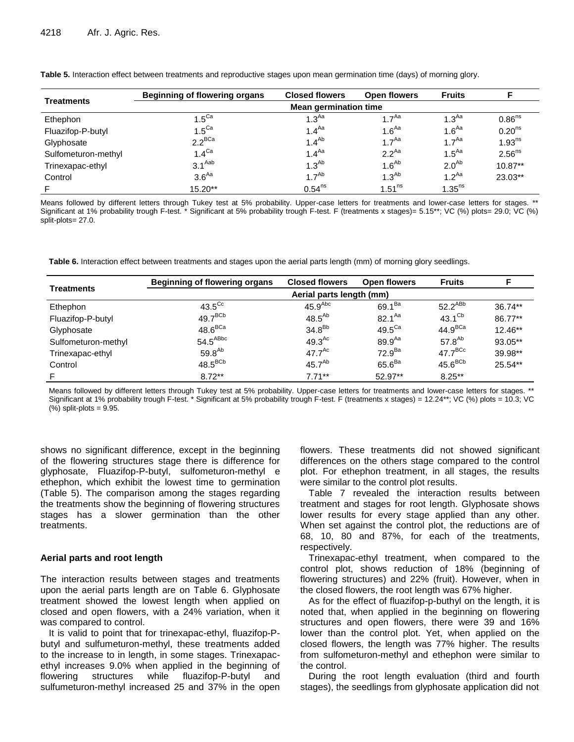**Table 5.** Interaction effect between treatments and reproductive stages upon mean germination time (days) of morning glory.

| Treatments | Beginning of flowering organs | Closed flowers | Open flowers | Fruits | F |
|---|---|---|---|---|---|
| | Mean germination time | | | | |
| Ethephon | $1.5^{Ca}$ | $1.3^{Aa}$ | $1.7^{Aa}$ | $1.3^{Aa}$ | $0.86^{ns}$ |
| Fluazifop-P-butyl | $1.5^{Ca}$ | $1.4^{Aa}$ | $1.6^{Aa}$ | $1.6^{Aa}$ | $0.20^{ns}$ |
| Glyphosate | $2.2^{BCa}$ | $1.4^{Ab}$ | $1.7^{Aa}$ | $1.7^{Aa}$ | $1.93^{ns}$ |
| Sulfometuron-methyl | $1.4^{Ca}$ | $1.4^{Aa}$ | $2.2^{Aa}$ | $1.5^{Aa}$ | $2.56^{ns}$ |
| Trinexapac-ethyl | $3.1^{Aab}$ | $1.3^{Ab}$ | $1.6^{Ab}$ | $2.0^{Ab}$ | 10.87** |
| Control | $3.6^{Aa}$ | $1.7^{Ab}$ | $1.3^{Ab}$ | $1.2^{Aa}$ | 23.03** |
| F | 15.20** | $0.54^{ns}$ | $1.51^{ns}$ | $1.35^{ns}$ | |

Means followed by different letters through Tukey test at 5% probability. Upper-case letters for treatments and lower-case letters for stages. ** Significant at 1% probability trough F-test. * Significant at 5% probability trough F-test. F (treatments x stages)= 5.15**; VC (%) plots= 29.0; VC (%) split-plots= 27.0.

**Table 6.** Interaction effect between treatments and stages upon the aerial parts length (mm) of morning glory seedlings.

| Treatments | Beginning of flowering organs | Closed flowers | Open flowers | Fruits | F |
|---|---|---|---|---|---|
| | Aerial parts length (mm) | | | | |
| Ethephon | $43.5^{Cc}$ | $45.9^{Abc}$ | $69.1^{Ba}$ | $52.2^{ABb}$ | 36.74** |
| Fluazifop-P-butyl | $49.7^{BCb}$ | $48.5^{Ab}$ | $82.1^{Aa}$ | $43.1^{Cb}$ | 86.77** |
| Glyphosate | $48.6^{BCa}$ | $34.8^{Bb}$ | $49.5^{Ca}$ | $44.9^{BCa}$ | 12.46** |
| Sulfometuron-methyl | $54.5^{ABbc}$ | $49.3^{Ac}$ | $89.9^{Aa}$ | $57.8^{Ab}$ | 93.05** |
| Trinexapac-ethyl | $59.8^{Ab}$ | $47.7^{Ac}$ | $72.9^{Ba}$ | $47.7^{BCc}$ | 39.98** |
| Control | $48.5^{BCb}$ | $45.7^{Ab}$ | $65.6^{Ba}$ | $45.6^{BCb}$ | 25.54** |
| F | 8.72** | 7.71** | 52.97** | 8.25** | |

Means followed by different letters through Tukey test at 5% probability. Upper-case letters for treatments and lower-case letters for stages. ** Significant at 1% probability trough F-test. * Significant at 5% probability trough F-test. F (treatments x stages) = 12.24**; VC (%) plots = 10.3; VC (%) split-plots = 9.95.

shows no significant difference, except in the beginning of the flowering structures stage there is difference for glyphosate, Fluazifop-P-butyl, sulfometuron-methyl e ethephon, which exhibit the lowest time to germination (Table 5). The comparison among the stages regarding the treatments show the beginning of flowering structures stages has a slower germination than the other treatments.

### Aerial parts and root length

The interaction results between stages and treatments upon the aerial parts length are on Table 6. Glyphosate treatment showed the lowest length when applied on closed and open flowers, with a 24% variation, when it was compared to control.

It is valid to point that for trinexapac-ethyl, fluazifop-P-butyl and sulfumeturon-methyl, these treatments added to the increase to in length, in some stages. Trinexapac-ethyl increases 9.0% when applied in the beginning of flowering structures while fluazifop-P-butyl and sulfameturon-methyl increased 25 and 37% in the open flowers. These treatments did not showed significant differences on the others stage compared to the control plot. For ethephon treatment, in all stages, the results were similar to the control plot results.

Table 7 revealed the interaction results between treatment and stages for root length. Glyphosate shows lower results for every stage applied than any other. When set against the control plot, the reductions are of 68, 10, 80 and 87%, for each of the treatments, respectively.

Trinexapac-ethyl treatment, when compared to the control plot, shows reduction of 18% (beginning of flowering structures) and 22% (fruit). However, when in the closed flowers, the root length was 67% higher.

As for the effect of fluazifop-p-buthyl on the length, it is noted that, when applied in the beginning on flowering structures and open flowers, there were 39 and 16% lower than the control plot. Yet, when applied on the closed flowers, the length was 77% higher. The results from sulfometuron-methyl and ethephon were similar to the control.

During the root length evaluation (third and fourth stages), the seedlings from glyphosate application did not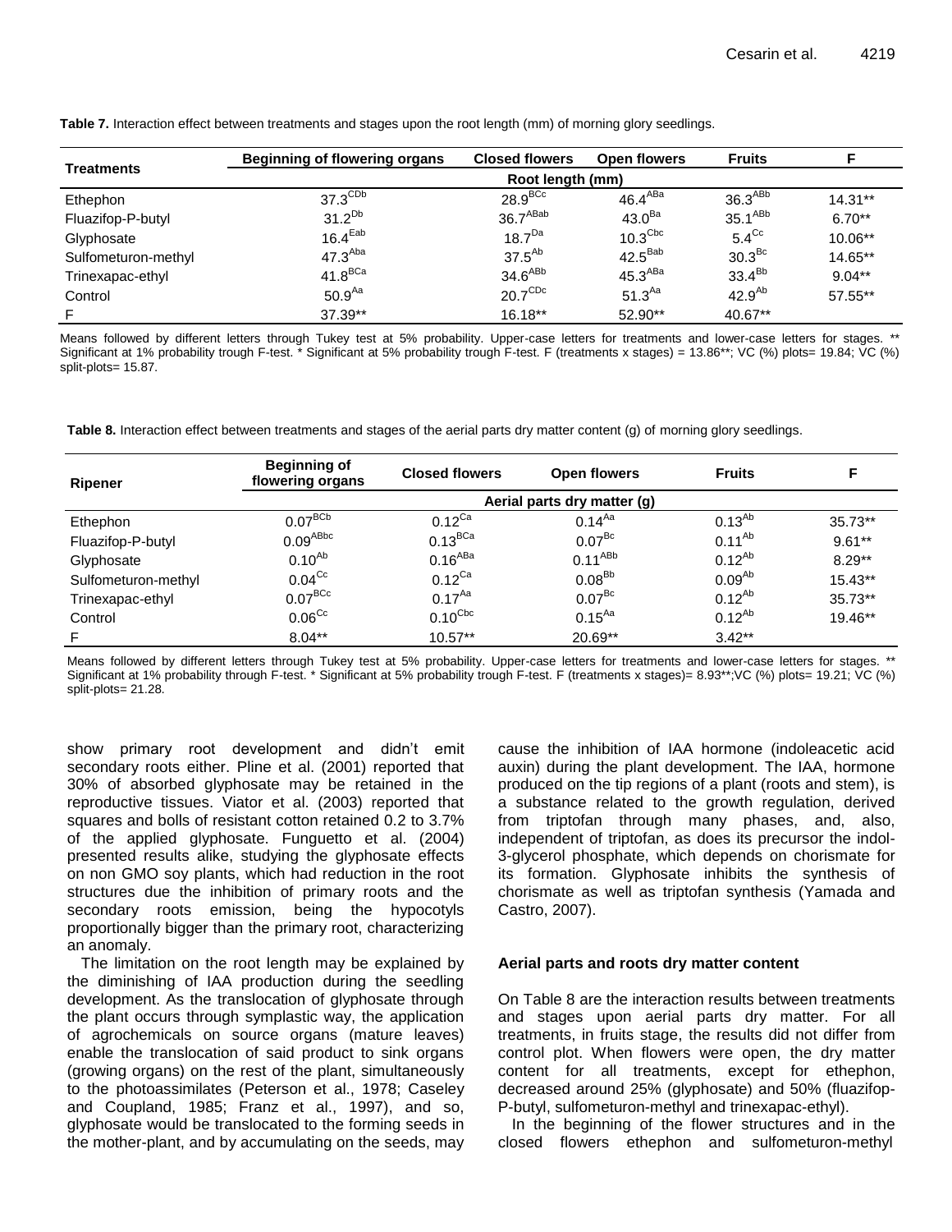**Table 7.** Interaction effect between treatments and stages upon the root length (mm) of morning glory seedlings.

| Treatments | Beginning of flowering organs | Closed flowers | Open flowers | Fruits | F |
|---|---|---|---|---|---|
| | Root length (mm) | | | | |
| Ethephon | $37.3^{CDb}$ | $28.9^{BCc}$ | $46.4^{ABa}$ | $36.3^{ABb}$ | 14.31** |
| Fluazifop-P-butyl | $31.2^{Db}$ | $36.7^{ABab}$ | $43.0^{Ba}$ | $35.1^{ABb}$ | 6.70** |
| Glyphosate | $16.4^{Eab}$ | $18.7^{Da}$ | $10.3^{Cbc}$ | $5.4^{Cc}$ | 10.06** |
| Sulfometuron-methyl | $47.3^{Aba}$ | $37.5^{Ab}$ | $42.5^{Bab}$ | $30.3^{Bc}$ | 14.65** |
| Trinexapac-ethyl | $41.8^{BCa}$ | $34.6^{ABb}$ | $45.3^{ABa}$ | $33.4^{Bb}$ | 9.04** |
| Control | $50.9^{Aa}$ | $20.7^{CDc}$ | $51.3^{Aa}$ | $42.9^{Ab}$ | 57.55** |
| F | 37.39** | 16.18** | 52.90** | 40.67** | |

Means followed by different letters through Tukey test at 5% probability. Upper-case letters for treatments and lower-case letters for stages. ** Significant at 1% probability trough F-test. * Significant at 5% probability trough F-test. F (treatments x stages) = 13.86**; VC (%) plots= 19.84; VC (%) split-plots= 15.87.

**Table 8.** Interaction effect between treatments and stages of the aerial parts dry matter content (g) of morning glory seedlings.

| Ripener | Beginning of flowering organs | Closed flowers | Open flowers | Fruits | F |
|---|---|---|---|---|---|
| | Aerial parts dry matter (g) | | | | |
| Ethephon | $0.07^{BCb}$ | $0.12^{Ca}$ | $0.14^{Aa}$ | $0.13^{Ab}$ | 35.73** |
| Fluazifop-P-butyl | $0.09^{ABbc}$ | $0.13^{BCa}$ | $0.07^{Bc}$ | $0.11^{Ab}$ | 9.61** |
| Glyphosate | $0.10^{Ab}$ | $0.16^{ABa}$ | $0.11^{ABb}$ | $0.12^{Ab}$ | 8.29** |
| Sulfometuron-methyl | $0.04^{Cc}$ | $0.12^{Ca}$ | $0.08^{Bb}$ | $0.09^{Ab}$ | 15.43** |
| Trinexapac-ethyl | $0.07^{BCc}$ | $0.17^{Aa}$ | $0.07^{Bc}$ | $0.12^{Ab}$ | 35.73** |
| Control | $0.06^{Cc}$ | $0.10^{Cbc}$ | $0.15^{Aa}$ | $0.12^{Ab}$ | 19.46** |
| F | 8.04** | 10.57** | 20.69** | 3.42** | |

Means followed by different letters through Tukey test at 5% probability. Upper-case letters for treatments and lower-case letters for stages. ** Significant at 1% probability through F-test. * Significant at 5% probability trough F-test. F (treatments x stages)= 8.93**;VC (%) plots= 19.21; VC (%) split-plots= 21.28.

show primary root development and didn't emit secondary roots either. Pline et al. (2001) reported that 30% of absorbed glyphosate may be retained in the reproductive tissues. Viator et al. (2003) reported that squares and bolls of resistant cotton retained 0.2 to 3.7% of the applied glyphosate. Funguetto et al. (2004) presented results alike, studying the glyphosate effects on non GMO soy plants, which had reduction in the root structures due the inhibition of primary roots and the secondary roots emission, being the hypocotyls proportionally bigger than the primary root, characterizing an anomaly.

The limitation on the root length may be explained by the diminishing of IAA production during the seedling development. As the translocation of glyphosate through the plant occurs through symplastic way, the application of agrochemicals on source organs (mature leaves) enable the translocation of said product to sink organs (growing organs) on the rest of the plant, simultaneously to the photoassimilates (Peterson et al., 1978; Caseley and Coupland, 1985; Franz et al., 1997), and so, glyphosate would be translocated to the forming seeds in the mother-plant, and by accumulating on the seeds, may cause the inhibition of IAA hormone (indoleacetic acid auxin) during the plant development. The IAA, hormone produced on the tip regions of a plant (roots and stem), is a substance related to the growth regulation, derived from triptofan through many phases, and, also, independent of triptofan, as does its precursor the indol-3-glycerol phosphate, which depends on chorismate for its formation. Glyphosate inhibits the synthesis of chorismate as well as triptofan synthesis (Yamada and Castro, 2007).

### Aerial parts and roots dry matter content

On Table 8 are the interaction results between treatments and stages upon aerial parts dry matter. For all treatments, in fruits stage, the results did not differ from control plot. When flowers were open, the dry matter content for all treatments, except for ethephon, decreased around 25% (glyphosate) and 50% (fluazifop-P-butyl, sulfometuron-methyl and trinexapac-ethyl).

In the beginning of the flower structures and in the closed flowers ethephon and sulfometuron-methyl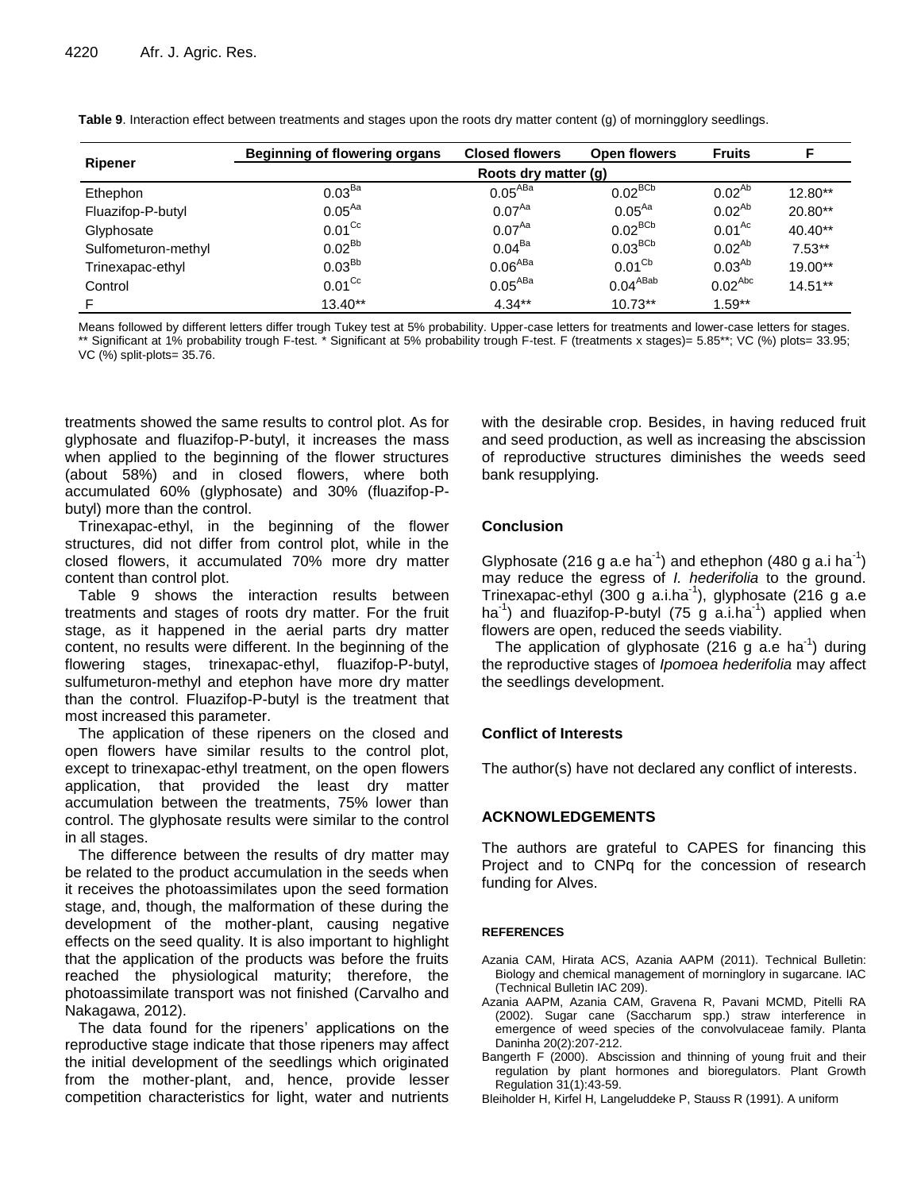**Table 9**. Interaction effect between treatments and stages upon the roots dry matter content (g) of morningglory seedlings.

| Ripener | Beginning of flowering organs | Closed flowers | Open flowers | Fruits | F |
|---|---|---|---|---|---|
| | Roots dry matter (g) | | | | |
| Ethephon | $0.03^{Ba}$ | $0.05^{ABa}$ | $0.02^{BCb}$ | $0.02^{Ab}$ | 12.80** |
| Fluazifop-P-butyl | $0.05^{Aa}$ | $0.07^{Aa}$ | $0.05^{Aa}$ | $0.02^{Ab}$ | 20.80** |
| Glyphosate | $0.01^{Cc}$ | $0.07^{Aa}$ | $0.02^{BCb}$ | $0.01^{Ac}$ | 40.40** |
| Sulfometuron-methyl | $0.02^{Bb}$ | $0.04^{Ba}$ | $0.03^{BCb}$ | $0.02^{Ab}$ | 7.53** |
| Trinexapac-ethyl | $0.03^{Bb}$ | $0.06^{ABa}$ | $0.01^{Cb}$ | $0.03^{Ab}$ | 19.00** |
| Control | $0.01^{Cc}$ | $0.05^{ABa}$ | $0.04^{ABab}$ | $0.02^{Abc}$ | 14.51** |
| F | 13.40** | 4.34** | 10.73** | 1.59** | |

Means followed by different letters differ trough Tukey test at 5% probability. Upper-case letters for treatments and lower-case letters for stages. ** Significant at 1% probability trough F-test. * Significant at 5% probability trough F-test. F (treatments x stages)= 5.85**; VC (%) plots= 33.95; VC (%) split-plots= 35.76.

treatments showed the same results to control plot. As for glyphosate and fluazifop-P-butyl, it increases the mass when applied to the beginning of the flower structures (about 58%) and in closed flowers, where both accumulated 60% (glyphosate) and 30% (fluazifop-P-butyl) more than the control.

Trinexapac-ethyl, in the beginning of the flower structures, did not differ from control plot, while in the closed flowers, it accumulated 70% more dry matter content than control plot.

Table 9 shows the interaction results between treatments and stages of roots dry matter. For the fruit stage, as it happened in the aerial parts dry matter content, no results were different. In the beginning of the flowering stages, trinexapac-ethyl, fluazifop-P-butyl, sulfumeturon-methyl and etephon have more dry matter than the control. Fluazifop-P-butyl is the treatment that most increased this parameter.

The application of these ripeners on the closed and open flowers have similar results to the control plot, except to trinexapac-ethyl treatment, on the open flowers application, that provided the least dry matter accumulation between the treatments, 75% lower than control. The glyphosate results were similar to the control in all stages.

The difference between the results of dry matter may be related to the product accumulation in the seeds when it receives the photoassimilates upon the seed formation stage, and, though, the malformation of these during the development of the mother-plant, causing negative effects on the seed quality. It is also important to highlight that the application of the products was before the fruits reached the physiological maturity; therefore, the photoassimilate transport was not finished (Carvalho and Nakagawa, 2012).

The data found for the ripeners' applications on the reproductive stage indicate that those ripeners may affect the initial development of the seedlings which originated from the mother-plant, and, hence, provide lesser competition characteristics for light, water and nutrients with the desirable crop. Besides, in having reduced fruit and seed production, as well as increasing the abscission of reproductive structures diminishes the weeds seed bank resupplying.

## Conclusion

Glyphosate (216 g a.e ha$^{-1}$) and ethephon (480 g a.i ha$^{-1}$) may reduce the egress of *I. hederifolia* to the ground. Trinexapac-ethyl (300 g a.i.ha$^{-1}$), glyphosate (216 g a.e ha$^{-1}$) and fluazifop-P-butyl (75 g a.i.ha$^{-1}$) applied when flowers are open, reduced the seeds viability.

The application of glyphosate (216 g a.e ha$^{-1}$) during the reproductive stages of *Ipomoea hederifolia* may affect the seedlings development.

## Conflict of Interests

The author(s) have not declared any conflict of interests.

## ACKNOWLEDGEMENTS

The authors are grateful to CAPES for financing this Project and to CNPq for the concession of research funding for Alves.

## REFERENCES

Azania CAM, Hirata ACS, Azania AAPM (2011). Technical Bulletin: Biology and chemical management of morninglory in sugarcane. IAC (Technical Bulletin IAC 209).

Azania AAPM, Azania CAM, Gravena R, Pavani MCMD, Pitelli RA (2002). Sugar cane (Saccharum spp.) straw interference in emergence of weed species of the convolvulaceae family. Planta Daninha 20(2):207-212.

Bangerth F (2000). Abscission and thinning of young fruit and their regulation by plant hormones and bioregulators. Plant Growth Regulation 31(1):43-59.

Bleiholder H, Kirfel H, Langeluddeke P, Stauss R (1991). A uniform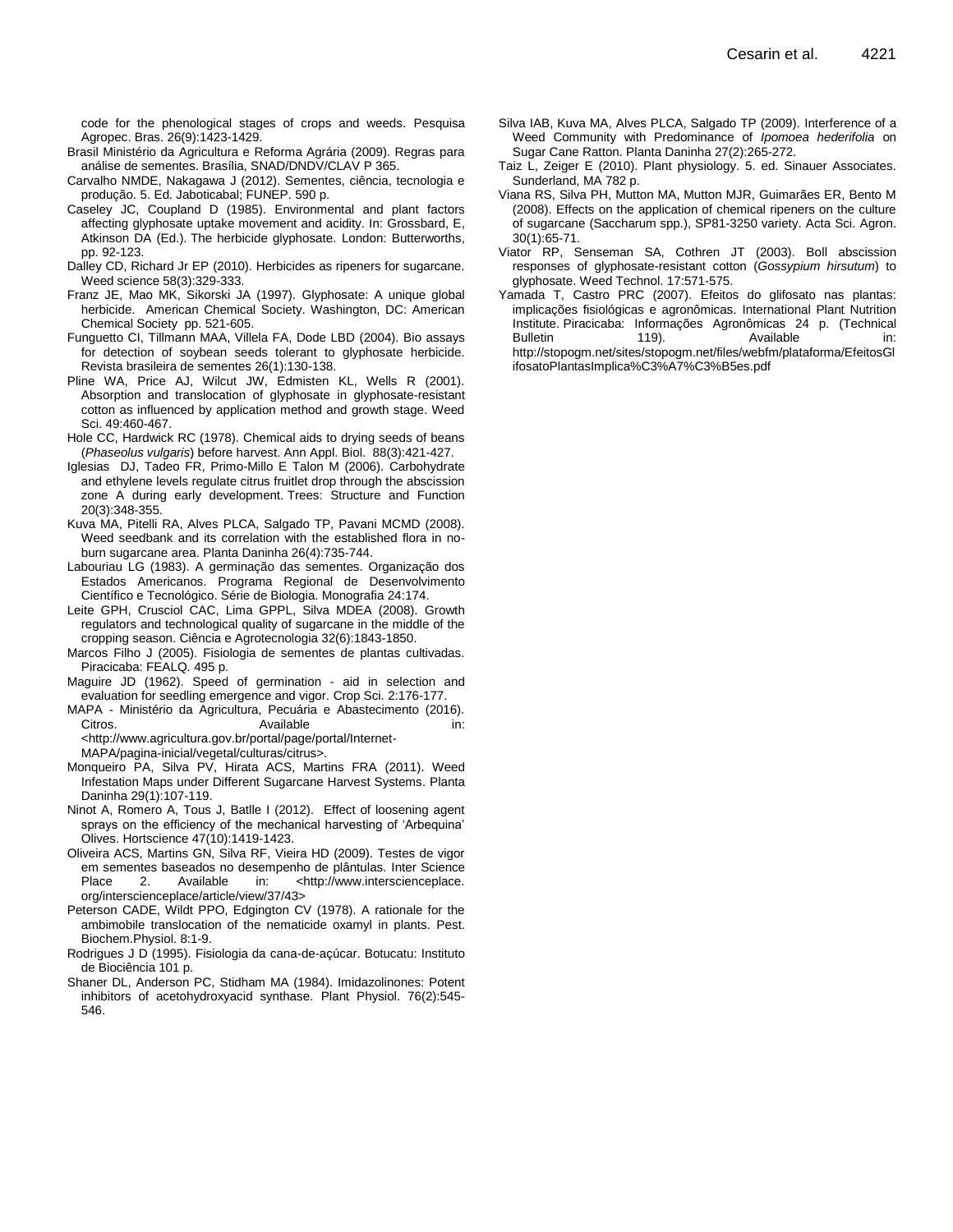code for the phenological stages of crops and weeds. Pesquisa Agropec. Bras. 26(9):1423-1429.

Brasil Ministério da Agricultura e Reforma Agrária (2009). Regras para análise de sementes. Brasília, SNAD/DNDV/CLAV P 365.

Carvalho NMDE, Nakagawa J (2012). Sementes, ciência, tecnologia e produção. 5. Ed. Jaboticabal; FUNEP. 590 p.

Caseley JC, Coupland D (1985). Environmental and plant factors affecting glyphosate uptake movement and acidity. In: Grossbard, E, Atkinson DA (Ed.). The herbicide glyphosate. London: Butterworths, pp. 92-123.

Dalley CD, Richard Jr EP (2010). Herbicides as ripeners for sugarcane. Weed science 58(3):329-333.

Franz JE, Mao MK, Sikorski JA (1997). Glyphosate: A unique global herbicide. American Chemical Society. Washington, DC: American Chemical Society pp. 521-605.

Funguetto CI, Tillmann MAA, Villela FA, Dode LBD (2004). Bio assays for detection of soybean seeds tolerant to glyphosate herbicide. Revista brasileira de sementes 26(1):130-138.

Pline WA, Price AJ, Wilcut JW, Edmisten KL, Wells R (2001). Absorption and translocation of glyphosate in glyphosate-resistant cotton as influenced by application method and growth stage. Weed Sci. 49:460-467.

Hole CC, Hardwick RC (1978). Chemical aids to drying seeds of beans (*Phaseolus vulgaris*) before harvest. Ann Appl. Biol. 88(3):421-427.

Iglesias DJ, Tadeo FR, Primo-Millo E Talon M (2006). Carbohydrate and ethylene levels regulate citrus fruitlet drop through the abscission zone A during early development. Trees: Structure and Function 20(3):348-355.

Kuva MA, Pitelli RA, Alves PLCA, Salgado TP, Pavani MCMD (2008). Weed seedbank and its correlation with the established flora in no-burn sugarcane area. Planta Daninha 26(4):735-744.

Labouriau LG (1983). A germinação das sementes. Organização dos Estados Americanos. Programa Regional de Desenvolvimento Científico e Tecnológico. Série de Biologia. Monografia 24:174.

Leite GPH, Crusciol CAC, Lima GPPL, Silva MDEA (2008). Growth regulators and technological quality of sugarcane in the middle of the cropping season. Ciência e Agrotecnologia 32(6):1843-1850.

Marcos Filho J (2005). Fisiologia de sementes de plantas cultivadas. Piracicaba: FEALQ. 495 p.

Maguire JD (1962). Speed of germination - aid in selection and evaluation for seedling emergence and vigor. Crop Sci. 2:176-177.

MAPA - Ministério da Agricultura, Pecuária e Abastecimento (2016). Citros. Available in: <http://www.agricultura.gov.br/portal/page/portal/Internet-MAPA/pagina-inicial/vegetal/culturas/citrus>.

Monqueiro PA, Silva PV, Hirata ACS, Martins FRA (2011). Weed Infestation Maps under Different Sugarcane Harvest Systems. Planta Daninha 29(1):107-119.

Ninot A, Romero A, Tous J, Batlle I (2012). Effect of loosening agent sprays on the efficiency of the mechanical harvesting of 'Arbequina' Olives. Hortscience 47(10):1419-1423.

Oliveira ACS, Martins GN, Silva RF, Vieira HD (2009). Testes de vigor em sementes baseados no desempenho de plântulas. Inter Science Place 2. Available in: <http://www.interscienceplace.org/interscienceplace/article/view/37/43>

Peterson CADE, Wildt PPO, Edgington CV (1978). A rationale for the ambimobile translocation of the nematicide oxamyl in plants. Pest. Biochem.Physiol. 8:1-9.

Rodrigues J D (1995). Fisiologia da cana-de-açúcar. Botucatu: Instituto de Biociência 101 p.

Shaner DL, Anderson PC, Stidham MA (1984). Imidazolinones: Potent inhibitors of acetohydroxyacid synthase. Plant Physiol. 76(2):545-546.

Silva IAB, Kuva MA, Alves PLCA, Salgado TP (2009). Interference of a Weed Community with Predominance of *Ipomoea hederifolia* on Sugar Cane Ratton. Planta Daninha 27(2):265-272.

Taiz L, Zeiger E (2010). Plant physiology. 5. ed. Sinauer Associates. Sunderland, MA 782 p.

Viana RS, Silva PH, Mutton MA, Mutton MJR, Guimarães ER, Bento M (2008). Effects on the application of chemical ripeners on the culture of sugarcane (Saccharum spp.), SP81-3250 variety. Acta Sci. Agron. 30(1):65-71.

Viator RP, Senseman SA, Cothren JT (2003). Boll abscission responses of glyphosate-resistant cotton (*Gossypium hirsutum*) to glyphosate. Weed Technol. 17:571-575.

Yamada T, Castro PRC (2007). Efeitos do glifosato nas plantas: implicações fisiológicas e agronômicas. International Plant Nutrition Institute. Piracicaba: Informações Agronômicas 24 p. (Technical Bulletin 119). Available in: http://stopogm.net/sites/stopogm.net/files/webfm/plataforma/EfeitosGlifosatoPlantasImplica%C3%A7%C3%B5es.pdf